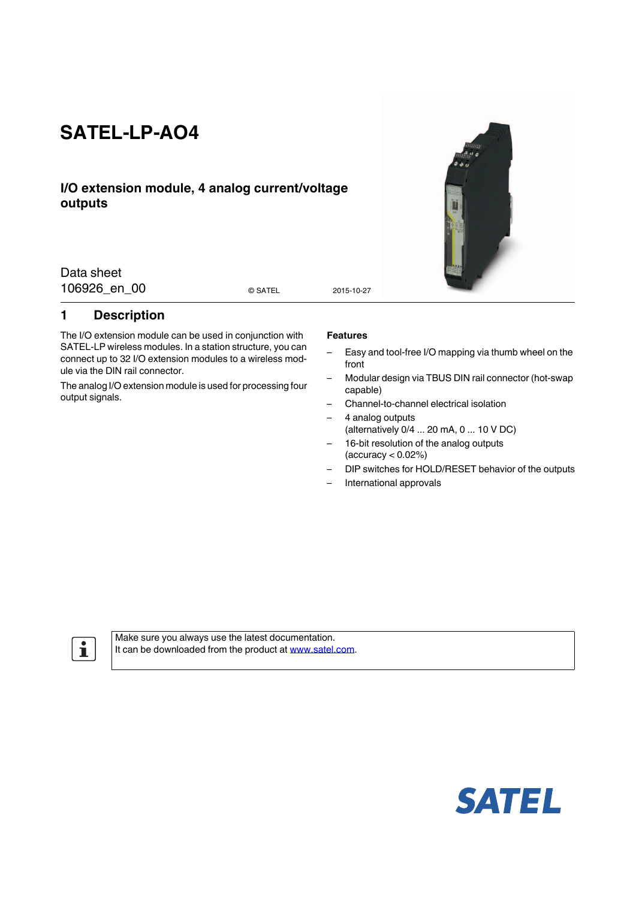# SATEL-LP-AO4

## I/O extension module, 4 analog current/voltage outputs

Data sheet
106926_en_00

© SATEL

2015-10-27

## 1 Description

The I/O extension module can be used in conjunction with SATEL-LP wireless modules. In a station structure, you can connect up to 32 I/O extension modules to a wireless module via the DIN rail connector.

The analog I/O extension module is used for processing four output signals.

**Features**

- Easy and tool-free I/O mapping via thumb wheel on the front
- Modular design via TBUS DIN rail connector (hot-swap capable)
- Channel-to-channel electrical isolation
- 4 analog outputs (alternatively 0/4 ... 20 mA, 0 ... 10 V DC)
- 16-bit resolution of the analog outputs (accuracy < 0.02%)
- DIP switches for HOLD/RESET behavior of the outputs
- International approvals

Make sure you always use the latest documentation.
It can be downloaded from the product at www.satel.com.

SATEL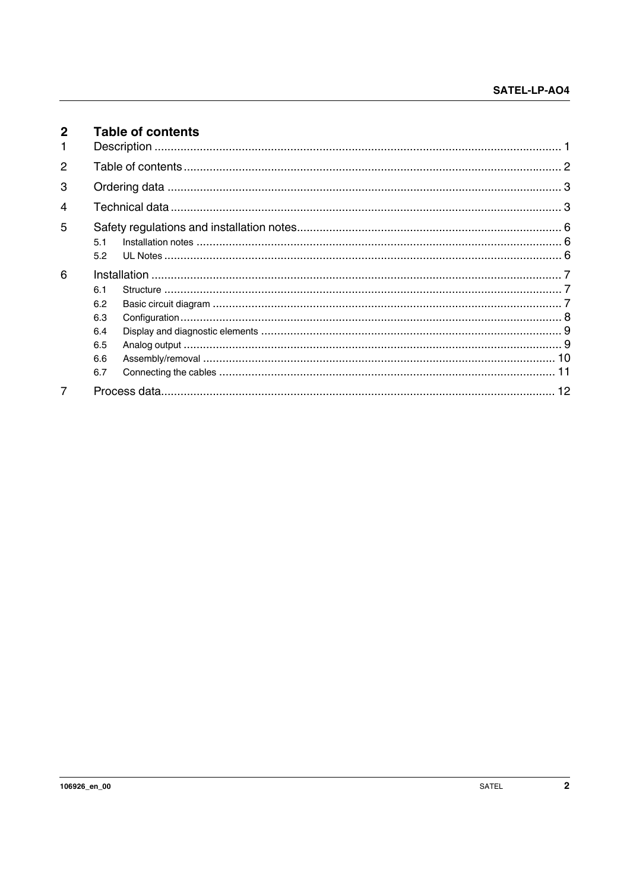# 2 Table of contents

1 Description ............................................................................................................................ 1

2 Table of contents .................................................................................................................. 2

3 Ordering data ........................................................................................................................ 3

4 Technical data ....................................................................................................................... 3

5 Safety regulations and installation notes................................................................................ 6

- 5.1 Installation notes ............................................................................................................. 6
- 5.2 UL Notes ........................................................................................................................ 6

6 Installation ............................................................................................................................ 7

- 6.1 Structure ........................................................................................................................ 7
- 6.2 Basic circuit diagram ........................................................................................................ 7
- 6.3 Configuration .................................................................................................................. 8
- 6.4 Display and diagnostic elements ....................................................................................... 9
- 6.5 Analog output .................................................................................................................. 9
- 6.6 Assembly/removal .......................................................................................................... 10
- 6.7 Connecting the cables ..................................................................................................... 11

7 Process data........................................................................................................................ 12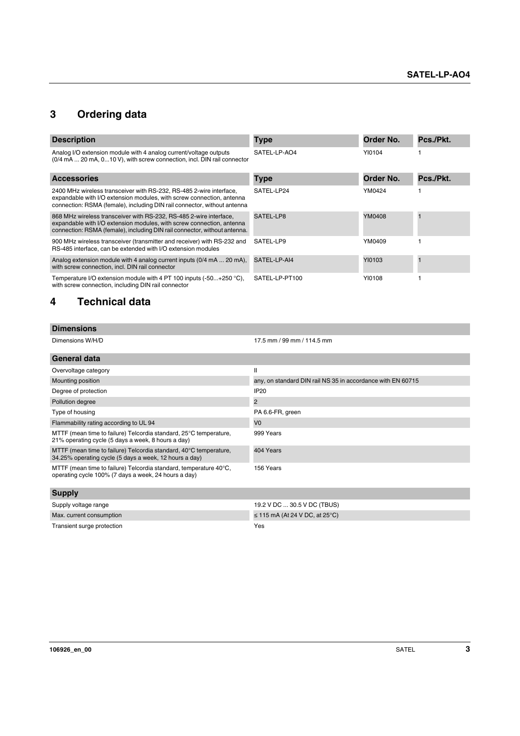## 3 Ordering data

| Description | Type | Order No. | Pcs./Pkt. |
|---|---|---|---|
| Analog I/O extension module with 4 analog current/voltage outputs (0/4 mA ... 20 mA, 0...10 V), with screw connection, incl. DIN rail connector | SATEL-LP-AO4 | YI0104 | 1 |

| Accessories | Type | Order No. | Pcs./Pkt. |
|---|---|---|---|
| 2400 MHz wireless transceiver with RS-232, RS-485 2-wire interface, expandable with I/O extension modules, with screw connection, antenna connection: RSMA (female), including DIN rail connector, without antenna | SATEL-LP24 | YM0424 | 1 |
| 868 MHz wireless transceiver with RS-232, RS-485 2-wire interface, expandable with I/O extension modules, with screw connection, antenna connection: RSMA (female), including DIN rail connector, without antenna. | SATEL-LP8 | YM0408 | 1 |
| 900 MHz wireless transceiver (transmitter and receiver) with RS-232 and RS-485 interface, can be extended with I/O extension modules | SATEL-LP9 | YM0409 | 1 |
| Analog extension module with 4 analog current inputs (0/4 mA ... 20 mA), with screw connection, incl. DIN rail connector | SATEL-LP-AI4 | YI0103 | 1 |
| Temperature I/O extension module with 4 PT 100 inputs (-50...+250 °C), with screw connection, including DIN rail connector | SATEL-LP-PT100 | YI0108 | 1 |

## 4 Technical data

| Dimensions | |
|---|---|
| Dimensions W/H/D | 17.5 mm / 99 mm / 114.5 mm |

| General data | |
|---|---|
| Overvoltage category | II |
| Mounting position | any, on standard DIN rail NS 35 in accordance with EN 60715 |
| Degree of protection | IP20 |
| Pollution degree | 2 |
| Type of housing | PA 6.6-FR, green |
| Flammability rating according to UL 94 | V0 |
| MTTF (mean time to failure) Telcordia standard, 25°C temperature, 21% operating cycle (5 days a week, 8 hours a day) | 999 Years |
| MTTF (mean time to failure) Telcordia standard, 40°C temperature, 34.25% operating cycle (5 days a week, 12 hours a day) | 404 Years |
| MTTF (mean time to failure) Telcordia standard, temperature 40°C, operating cycle 100% (7 days a week, 24 hours a day) | 156 Years |

| Supply | |
|---|---|
| Supply voltage range | 19.2 V DC ... 30.5 V DC (TBUS) |
| Max. current consumption | ≤ 115 mA (At 24 V DC, at 25°C) |
| Transient surge protection | Yes |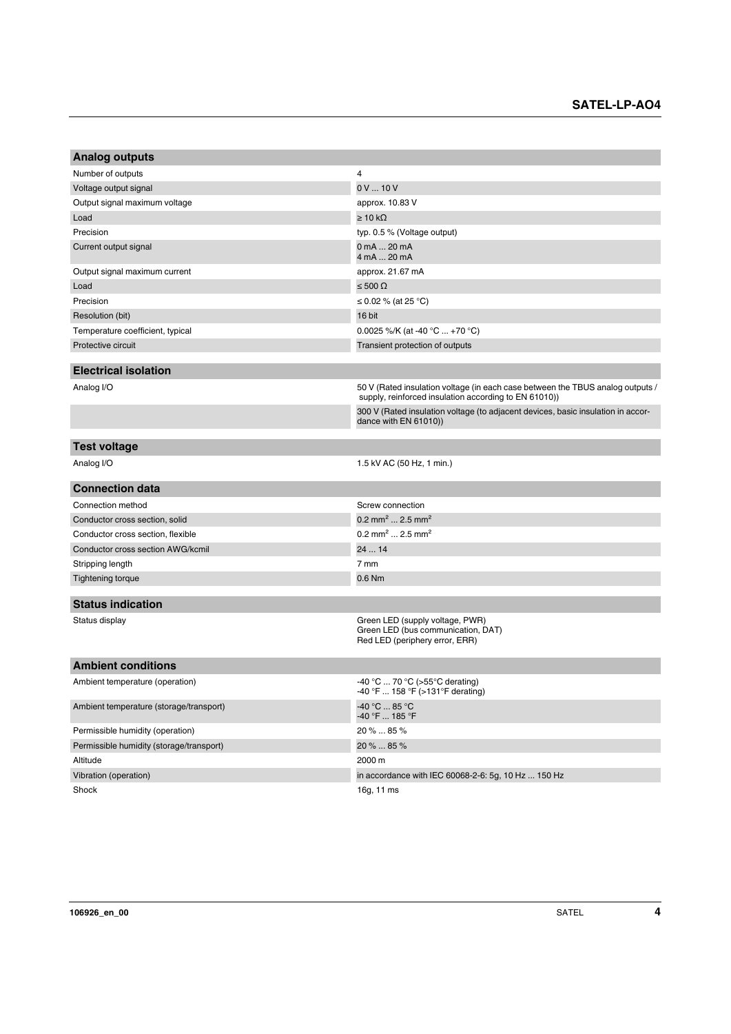| Analog outputs | |
|---|---|
| Number of outputs | 4 |
| Voltage output signal | 0 V ... 10 V |
| Output signal maximum voltage | approx. 10.83 V |
| Load | ≥ 10 kΩ |
| Precision | typ. 0.5 % (Voltage output) |
| Current output signal | 0 mA ... 20 mA<br>4 mA ... 20 mA |
| Output signal maximum current | approx. 21.67 mA |
| Load | ≤ 500 Ω |
| Precision | ≤ 0.02 % (at 25 °C) |
| Resolution (bit) | 16 bit |
| Temperature coefficient, typical | 0.0025 %/K (at -40 °C ... +70 °C) |
| Protective circuit | Transient protection of outputs |

| Electrical isolation | |
|---|---|
| Analog I/O | 50 V (Rated insulation voltage (in each case between the TBUS analog outputs / supply, reinforced insulation according to EN 61010)) |
| | 300 V (Rated insulation voltage (to adjacent devices, basic insulation in accordance with EN 61010)) |

| Test voltage | |
|---|---|
| Analog I/O | 1.5 kV AC (50 Hz, 1 min.) |

| Connection data | |
|---|---|
| Connection method | Screw connection |
| Conductor cross section, solid | 0.2 mm² ... 2.5 mm² |
| Conductor cross section, flexible | 0.2 mm² ... 2.5 mm² |
| Conductor cross section AWG/kcmil | 24 ... 14 |
| Stripping length | 7 mm |
| Tightening torque | 0.6 Nm |

| Status indication | |
|---|---|
| Status display | Green LED (supply voltage, PWR)<br>Green LED (bus communication, DAT)<br>Red LED (periphery error, ERR) |

| Ambient conditions | |
|---|---|
| Ambient temperature (operation) | -40 °C ... 70 °C (>55°C derating)<br>-40 °F ... 158 °F (>131°F derating) |
| Ambient temperature (storage/transport) | -40 °C ... 85 °C<br>-40 °F ... 185 °F |
| Permissible humidity (operation) | 20 % ... 85 % |
| Permissible humidity (storage/transport) | 20 % ... 85 % |
| Altitude | 2000 m |
| Vibration (operation) | in accordance with IEC 60068-2-6: 5g, 10 Hz ... 150 Hz |
| Shock | 16g, 11 ms |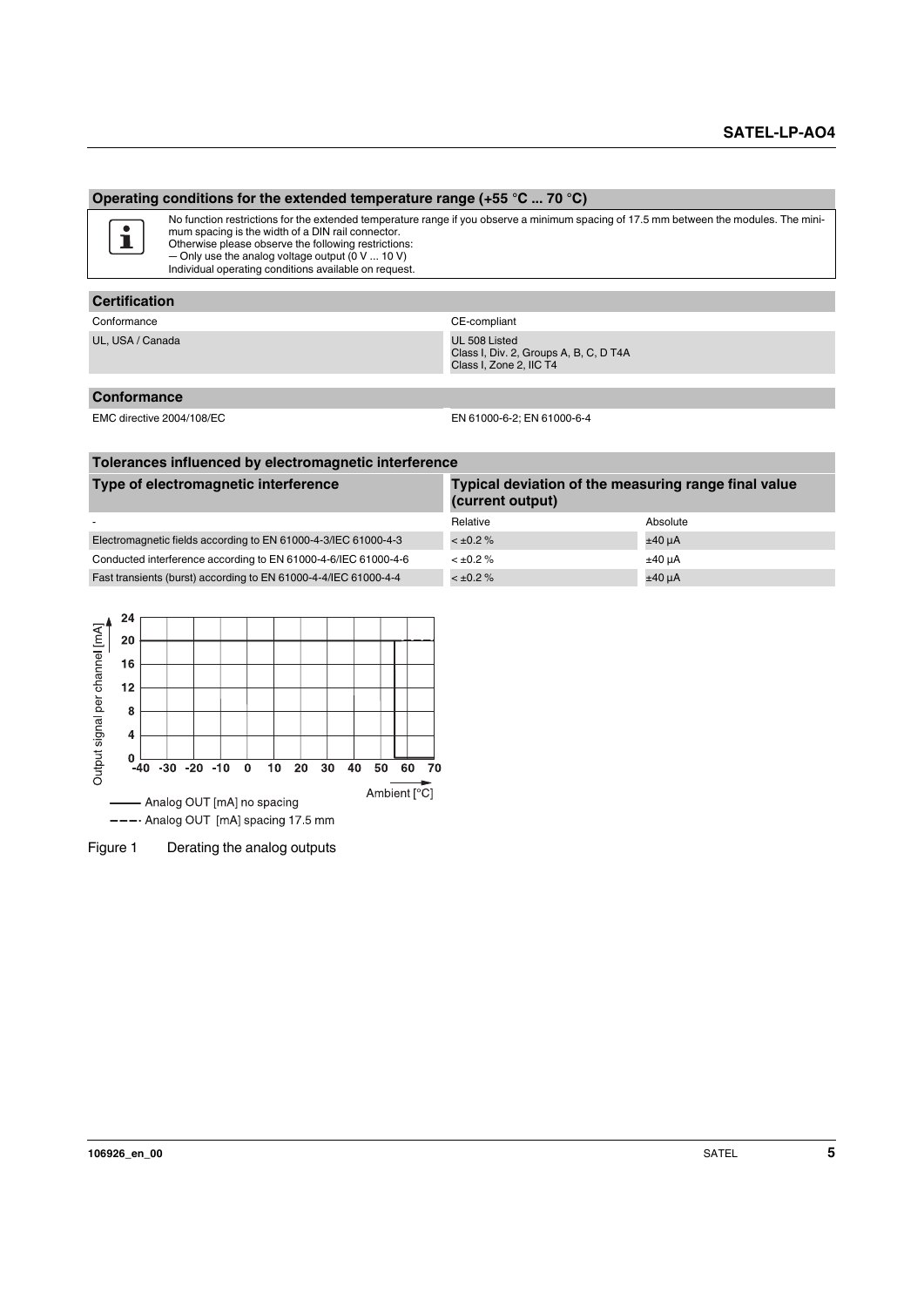## Operating conditions for the extended temperature range (+55 °C ... 70 °C)

No function restrictions for the extended temperature range if you observe a minimum spacing of 17.5 mm between the modules. The minimum spacing is the width of a DIN rail connector.
Otherwise please observe the following restrictions:
— Only use the analog voltage output (0 V ... 10 V)
Individual operating conditions available on request.

## Certification

| | |
|---|---|
| Conformance | CE-compliant |
| UL, USA / Canada | UL 508 Listed<br>Class I, Div. 2, Groups A, B, C, D T4A<br>Class I, Zone 2, IIC T4 |

## Conformance

| | |
|---|---|
| EMC directive 2004/108/EC | EN 61000-6-2; EN 61000-6-4 |

## Tolerances influenced by electromagnetic interference

| Type of electromagnetic interference | Typical deviation of the measuring range final value (current output) | |
|---|---|---|
| - | Relative | Absolute |
| Electromagnetic fields according to EN 61000-4-3/IEC 61000-4-3 | < ±0.2 % | ±40 µA |
| Conducted interference according to EN 61000-4-6/IEC 61000-4-6 | < ±0.2 % | ±40 µA |
| Fast transients (burst) according to EN 61000-4-4/IEC 61000-4-4 | < ±0.2 % | ±40 µA |

Figure 1 Derating the analog outputs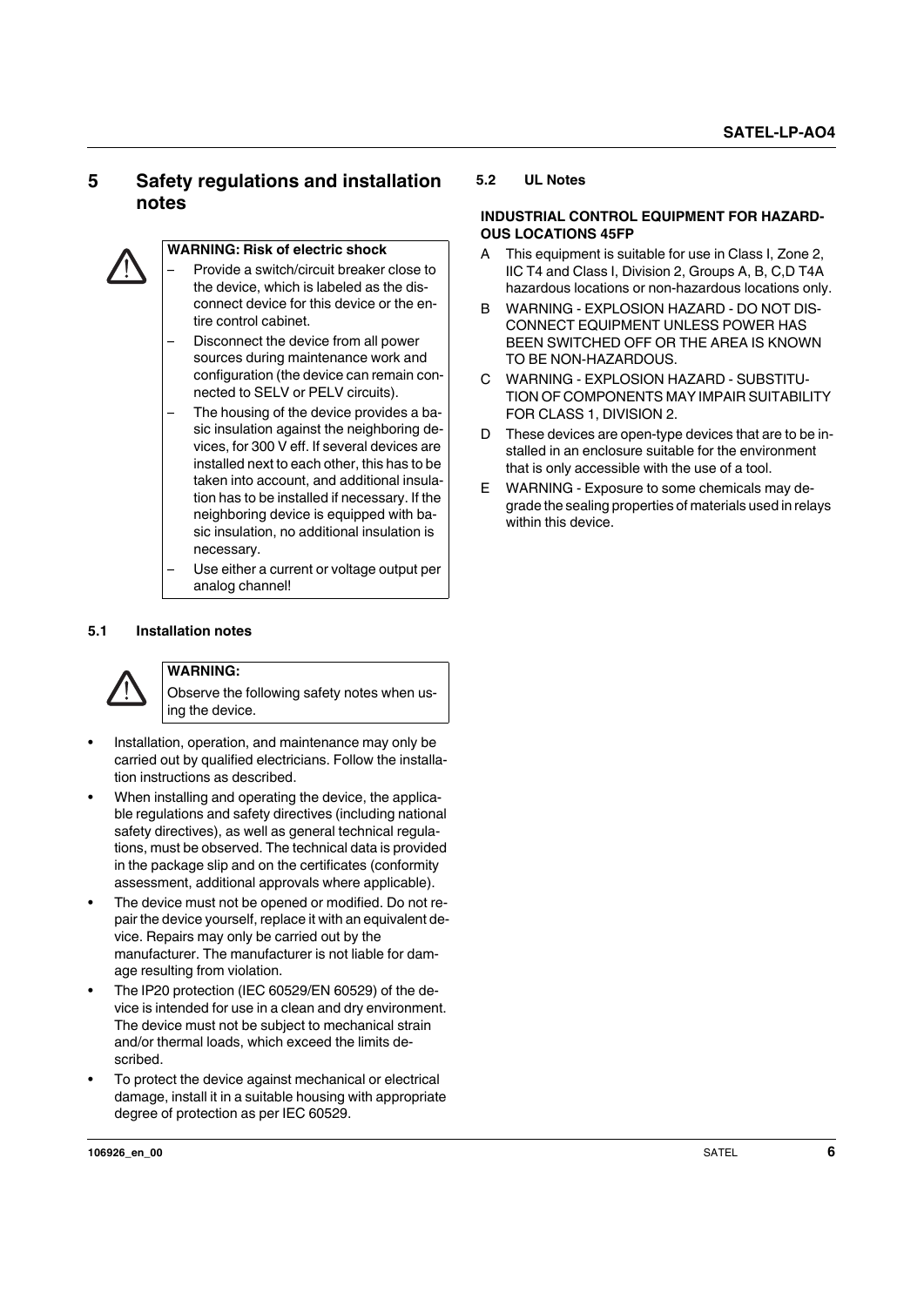# 5 Safety regulations and installation notes

> **WARNING: Risk of electric shock**
>
> – Provide a switch/circuit breaker close to the device, which is labeled as the disconnect device for this device or the entire control cabinet.
>
> – Disconnect the device from all power sources during maintenance work and configuration (the device can remain connected to SELV or PELV circuits).
>
> – The housing of the device provides a basic insulation against the neighboring devices, for 300 V eff. If several devices are installed next to each other, this has to be taken into account, and additional insulation has to be installed if necessary. If the neighboring device is equipped with basic insulation, no additional insulation is necessary.
>
> – Use either a current or voltage output per analog channel!

## 5.1 Installation notes

> **WARNING:**
>
> Observe the following safety notes when using the device.

- Installation, operation, and maintenance may only be carried out by qualified electricians. Follow the installation instructions as described.
- When installing and operating the device, the applicable regulations and safety directives (including national safety directives), as well as general technical regulations, must be observed. The technical data is provided in the package slip and on the certificates (conformity assessment, additional approvals where applicable).
- The device must not be opened or modified. Do not repair the device yourself, replace it with an equivalent device. Repairs may only be carried out by the manufacturer. The manufacturer is not liable for damage resulting from violation.
- The IP20 protection (IEC 60529/EN 60529) of the device is intended for use in a clean and dry environment. The device must not be subject to mechanical strain and/or thermal loads, which exceed the limits described.
- To protect the device against mechanical or electrical damage, install it in a suitable housing with appropriate degree of protection as per IEC 60529.

## 5.2 UL Notes

**INDUSTRIAL CONTROL EQUIPMENT FOR HAZARDOUS LOCATIONS 45FP**

A This equipment is suitable for use in Class I, Zone 2, IIC T4 and Class I, Division 2, Groups A, B, C,D T4A hazardous locations or non-hazardous locations only.

B WARNING - EXPLOSION HAZARD - DO NOT DISCONNECT EQUIPMENT UNLESS POWER HAS BEEN SWITCHED OFF OR THE AREA IS KNOWN TO BE NON-HAZARDOUS.

C WARNING - EXPLOSION HAZARD - SUBSTITUTION OF COMPONENTS MAY IMPAIR SUITABILITY FOR CLASS 1, DIVISION 2.

D These devices are open-type devices that are to be installed in an enclosure suitable for the environment that is only accessible with the use of a tool.

E WARNING - Exposure to some chemicals may degrade the sealing properties of materials used in relays within this device.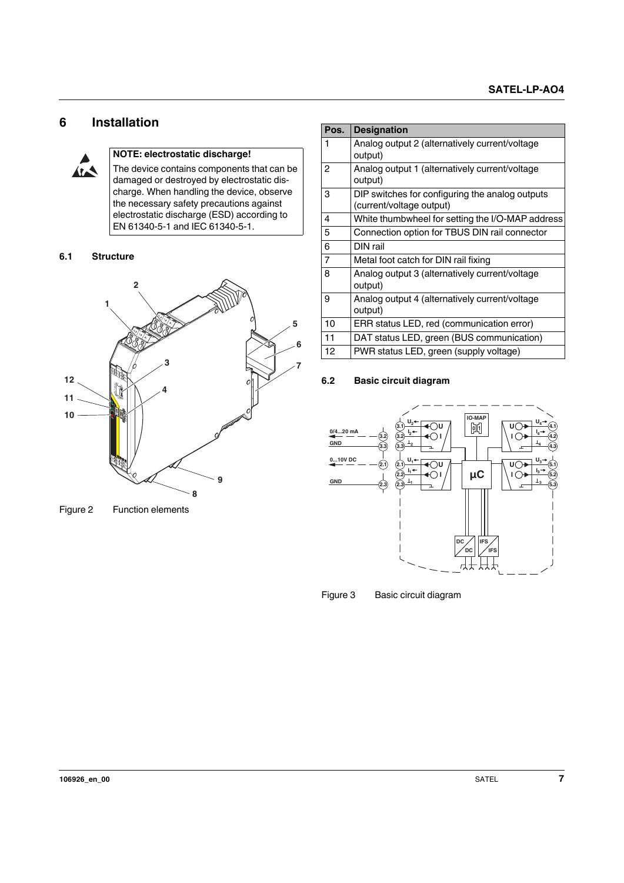# 6 Installation

**NOTE: electrostatic discharge!**

The device contains components that can be damaged or destroyed by electrostatic discharge. When handling the device, observe the necessary safety precautions against electrostatic discharge (ESD) according to EN 61340-5-1 and IEC 61340-5-1.

## 6.1 Structure

Figure 2 Function elements

| Pos. | Designation |
|---|---|
| 1 | Analog output 2 (alternatively current/voltage output) |
| 2 | Analog output 1 (alternatively current/voltage output) |
| 3 | DIP switches for configuring the analog outputs (current/voltage output) |
| 4 | White thumbwheel for setting the I/O-MAP address |
| 5 | Connection option for TBUS DIN rail connector |
| 6 | DIN rail |
| 7 | Metal foot catch for DIN rail fixing |
| 8 | Analog output 3 (alternatively current/voltage output) |
| 9 | Analog output 4 (alternatively current/voltage output) |
| 10 | ERR status LED, red (communication error) |
| 11 | DAT status LED, green (BUS communication) |
| 12 | PWR status LED, green (supply voltage) |

## 6.2 Basic circuit diagram

Figure 3 Basic circuit diagram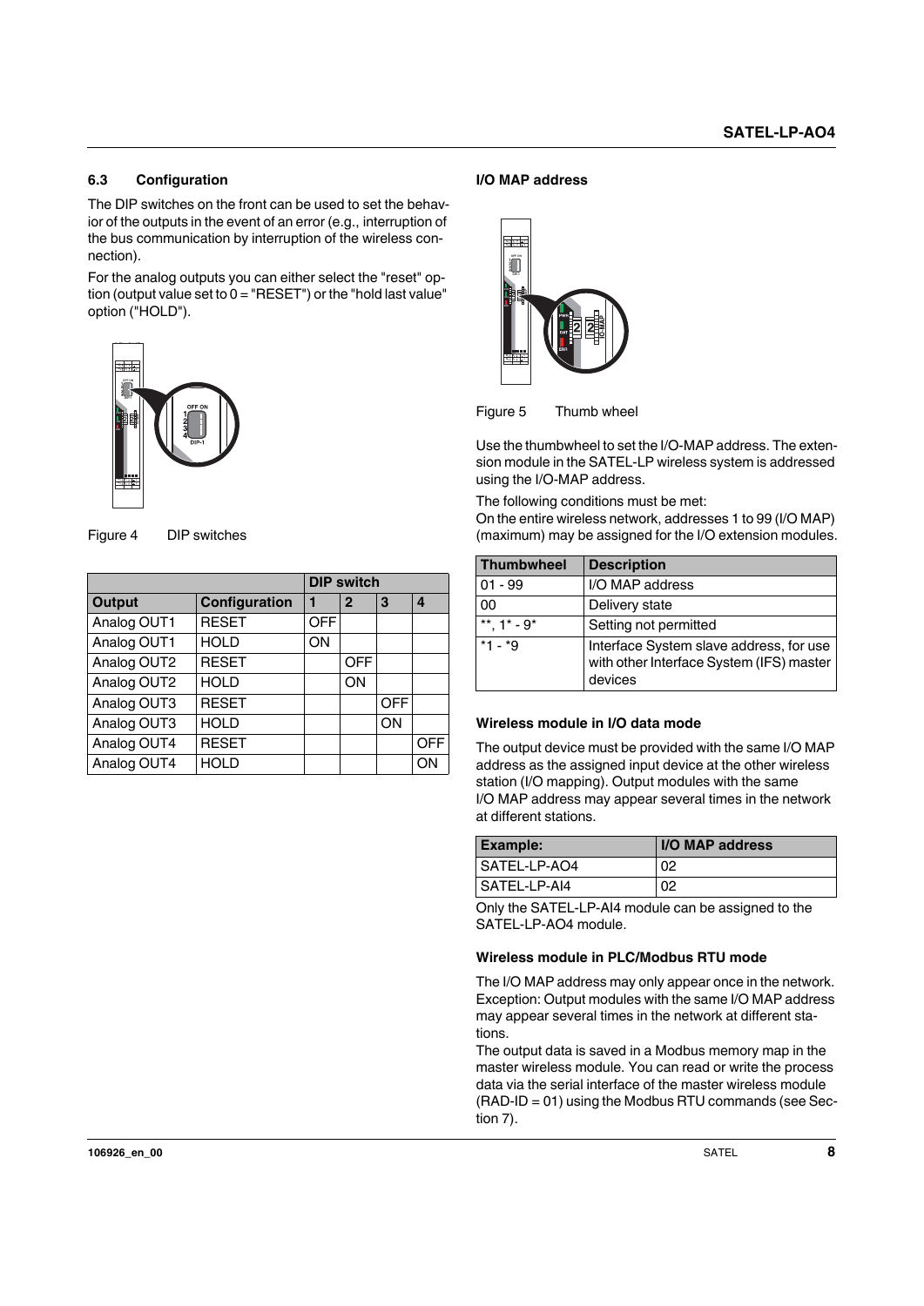### 6.3 Configuration

The DIP switches on the front can be used to set the behavior of the outputs in the event of an error (e.g., interruption of the bus communication by interruption of the wireless connection).

For the analog outputs you can either select the "reset" option (output value set to 0 = "RESET") or the "hold last value" option ("HOLD").

Figure 4 DIP switches

| | | DIP switch | | | |
|---|---|---|---|---|---|
| **Output** | **Configuration** | **1** | **2** | **3** | **4** |
| Analog OUT1 | RESET | OFF | | | |
| Analog OUT1 | HOLD | ON | | | |
| Analog OUT2 | RESET | | OFF | | |
| Analog OUT2 | HOLD | | ON | | |
| Analog OUT3 | RESET | | | OFF | |
| Analog OUT3 | HOLD | | | ON | |
| Analog OUT4 | RESET | | | | OFF |
| Analog OUT4 | HOLD | | | | ON |

#### I/O MAP address

Figure 5 Thumb wheel

Use the thumbwheel to set the I/O-MAP address. The extension module in the SATEL-LP wireless system is addressed using the I/O-MAP address.

The following conditions must be met:
On the entire wireless network, addresses 1 to 99 (I/O MAP) (maximum) may be assigned for the I/O extension modules.

| Thumbwheel | Description |
|---|---|
| 01 - 99 | I/O MAP address |
| 00 | Delivery state |
| **, 1* - 9* | Setting not permitted |
| *1 - *9 | Interface System slave address, for use with other Interface System (IFS) master devices |

#### Wireless module in I/O data mode

The output device must be provided with the same I/O MAP address as the assigned input device at the other wireless station (I/O mapping). Output modules with the same I/O MAP address may appear several times in the network at different stations.

| Example: | I/O MAP address |
|---|---|
| SATEL-LP-AO4 | 02 |
| SATEL-LP-AI4 | 02 |

Only the SATEL-LP-AI4 module can be assigned to the SATEL-LP-AO4 module.

#### Wireless module in PLC/Modbus RTU mode

The I/O MAP address may only appear once in the network. Exception: Output modules with the same I/O MAP address may appear several times in the network at different stations.
The output data is saved in a Modbus memory map in the master wireless module. You can read or write the process data via the serial interface of the master wireless module (RAD-ID = 01) using the Modbus RTU commands (see Section 7).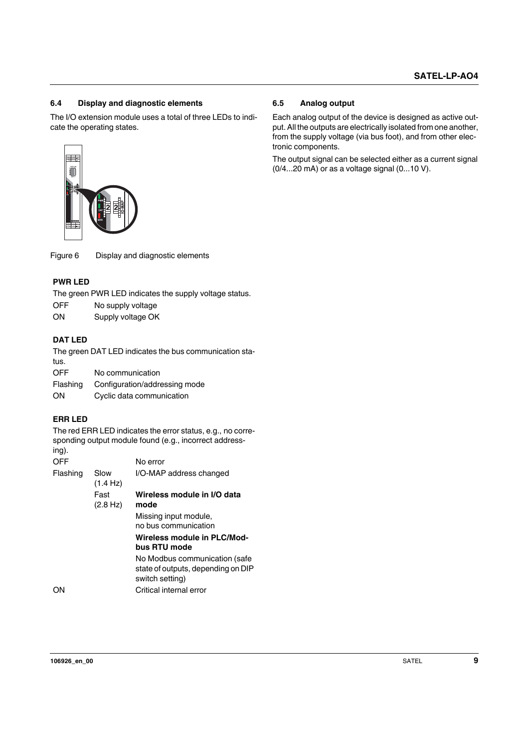## 6.4 Display and diagnostic elements

The I/O extension module uses a total of three LEDs to indicate the operating states.

Figure 6 Display and diagnostic elements

### PWR LED

The green PWR LED indicates the supply voltage status.

| | |
|---|---|
| OFF | No supply voltage |
| ON | Supply voltage OK |

### DAT LED

The green DAT LED indicates the bus communication status.

| | |
|---|---|
| OFF | No communication |
| Flashing | Configuration/addressing mode |
| ON | Cyclic data communication |

### ERR LED

The red ERR LED indicates the error status, e.g., no corresponding output module found (e.g., incorrect addressing).

| | | |
|---|---|---|
| OFF | | No error |
| Flashing | Slow (1.4 Hz) | I/O-MAP address changed |
| | Fast (2.8 Hz) | **Wireless module in I/O data mode** |
| | | Missing input module, no bus communication |
| | | **Wireless module in PLC/Modbus RTU mode** |
| | | No Modbus communication (safe state of outputs, depending on DIP switch setting) |
| ON | | Critical internal error |

## 6.5 Analog output

Each analog output of the device is designed as active output. All the outputs are electrically isolated from one another, from the supply voltage (via bus foot), and from other electronic components.

The output signal can be selected either as a current signal (0/4...20 mA) or as a voltage signal (0...10 V).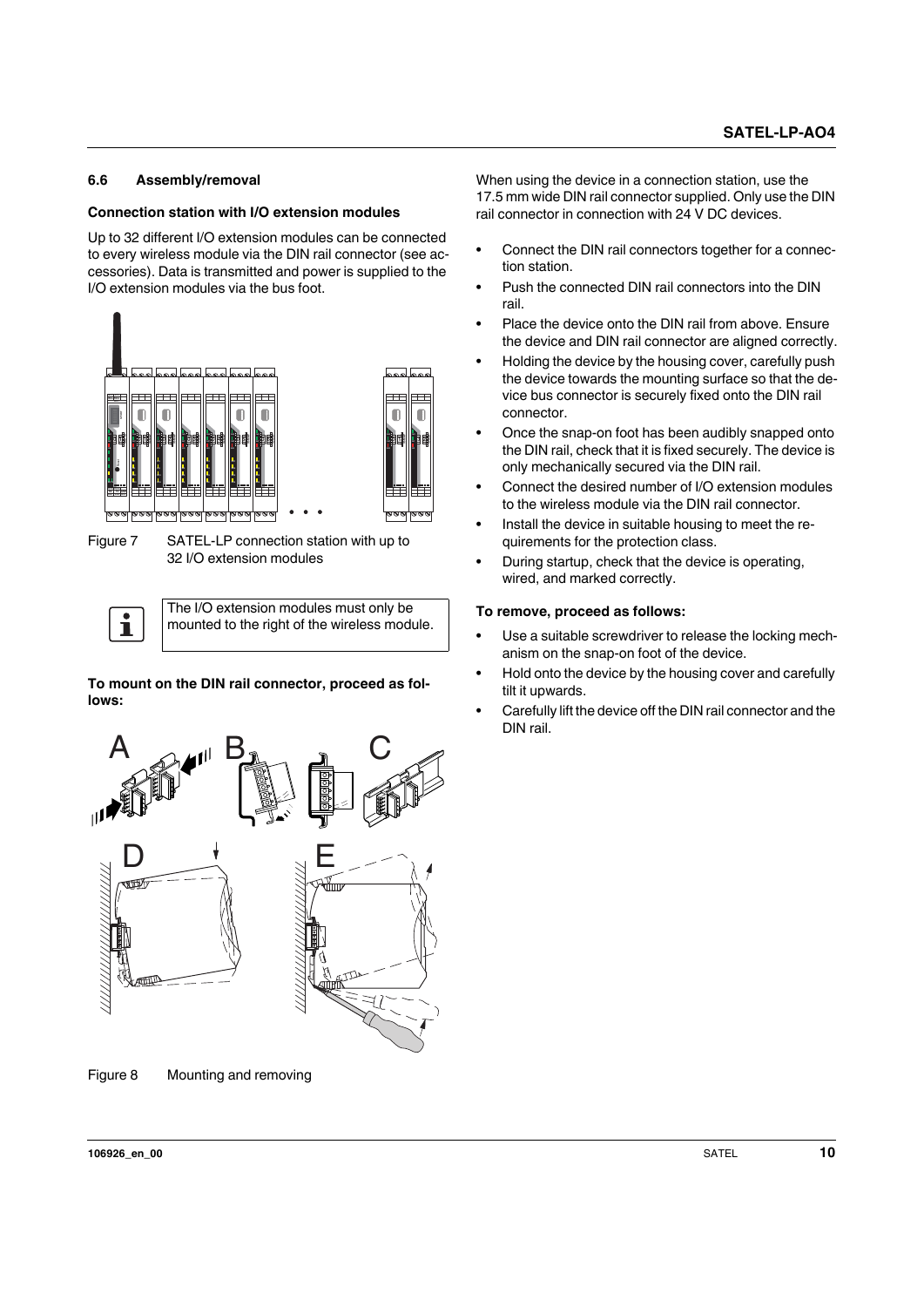## 6.6 Assembly/removal

### Connection station with I/O extension modules

Up to 32 different I/O extension modules can be connected to every wireless module via the DIN rail connector (see accessories). Data is transmitted and power is supplied to the I/O extension modules via the bus foot.

Figure 7 SATEL-LP connection station with up to 32 I/O extension modules

The I/O extension modules must only be mounted to the right of the wireless module.

**To mount on the DIN rail connector, proceed as follows:**

Figure 8 Mounting and removing

When using the device in a connection station, use the 17.5 mm wide DIN rail connector supplied. Only use the DIN rail connector in connection with 24 V DC devices.

- Connect the DIN rail connectors together for a connection station.
- Push the connected DIN rail connectors into the DIN rail.
- Place the device onto the DIN rail from above. Ensure the device and DIN rail connector are aligned correctly.
- Holding the device by the housing cover, carefully push the device towards the mounting surface so that the device bus connector is securely fixed onto the DIN rail connector.
- Once the snap-on foot has been audibly snapped onto the DIN rail, check that it is fixed securely. The device is only mechanically secured via the DIN rail.
- Connect the desired number of I/O extension modules to the wireless module via the DIN rail connector.
- Install the device in suitable housing to meet the requirements for the protection class.
- During startup, check that the device is operating, wired, and marked correctly.

**To remove, proceed as follows:**

- Use a suitable screwdriver to release the locking mechanism on the snap-on foot of the device.
- Hold onto the device by the housing cover and carefully tilt it upwards.
- Carefully lift the device off the DIN rail connector and the DIN rail.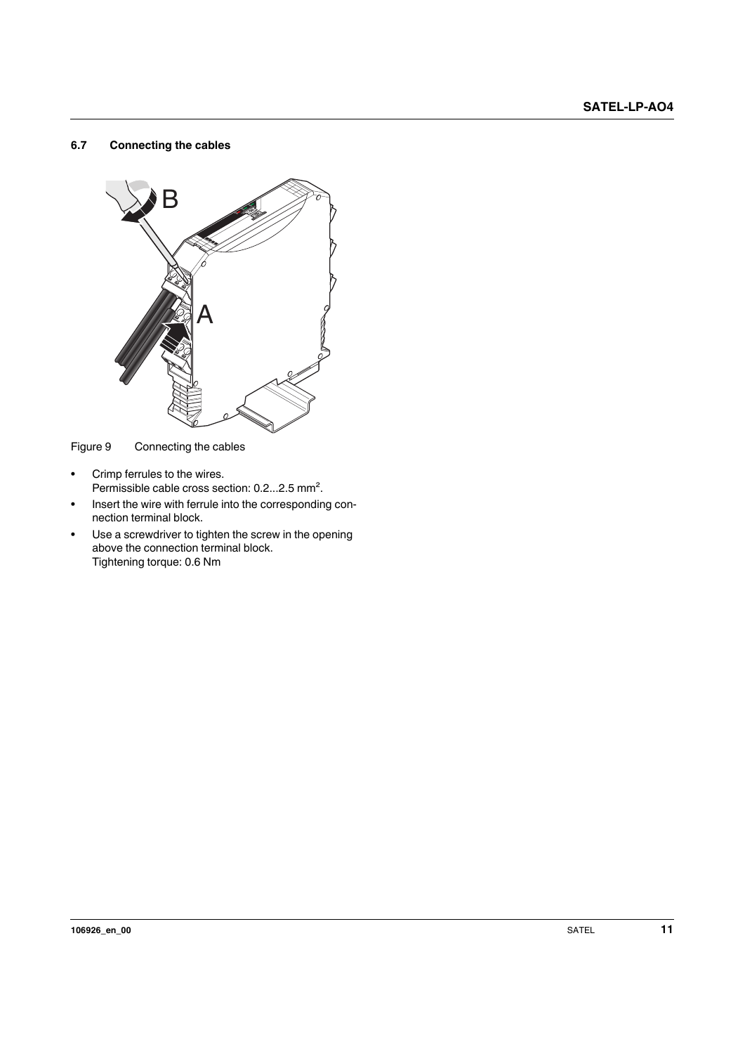### 6.7 Connecting the cables

Figure 9 Connecting the cables

- Crimp ferrules to the wires.
  Permissible cable cross section: 0.2...2.5 mm².
- Insert the wire with ferrule into the corresponding connection terminal block.
- Use a screwdriver to tighten the screw in the opening above the connection terminal block.
  Tightening torque: 0.6 Nm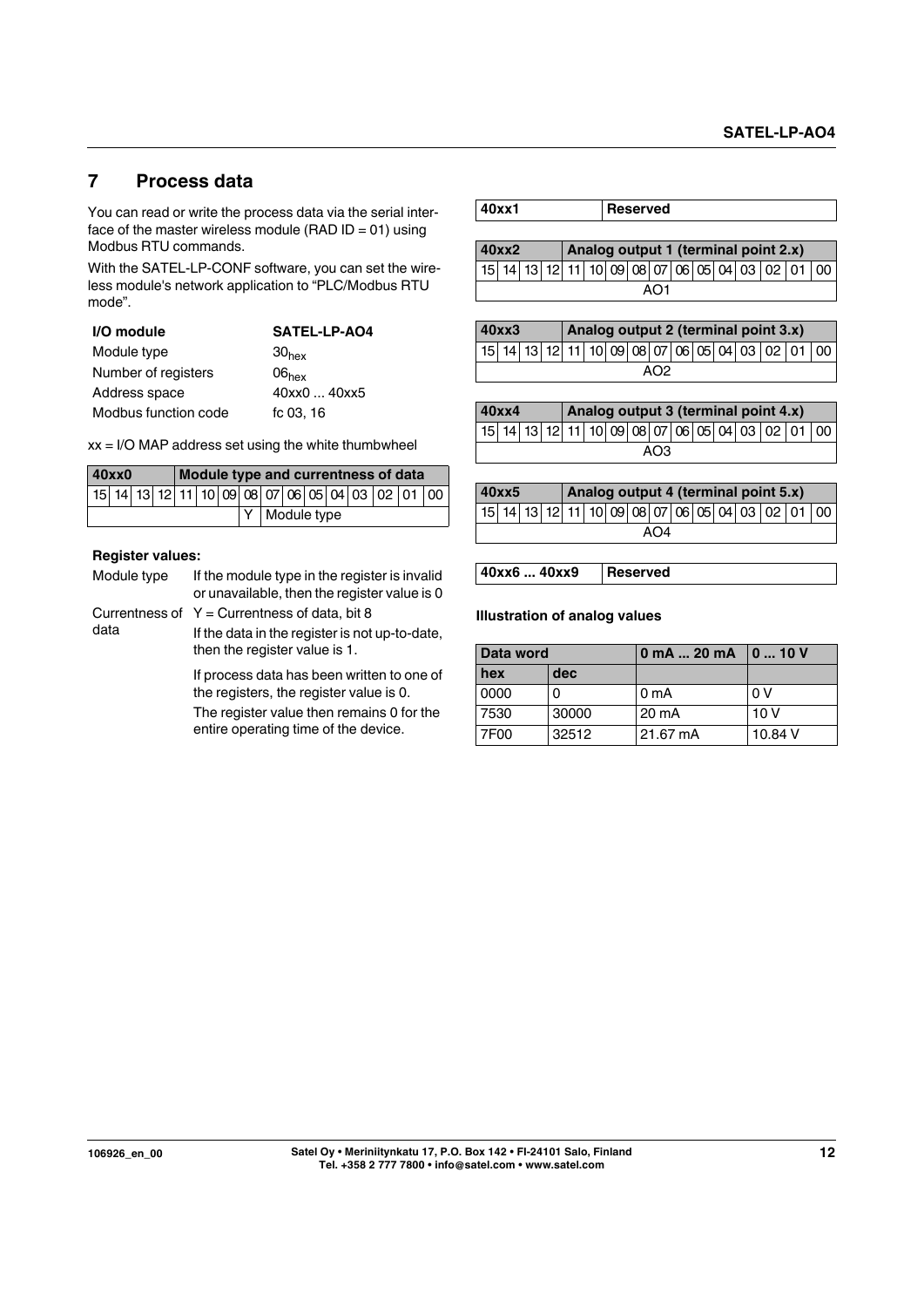## 7 Process data

You can read or write the process data via the serial interface of the master wireless module (RAD ID = 01) using Modbus RTU commands.

With the SATEL-LP-CONF software, you can set the wireless module's network application to "PLC/Modbus RTU mode".

| I/O module | SATEL-LP-AO4 |
|---|---|
| Module type | $30_{hex}$ |
| Number of registers | $06_{hex}$ |
| Address space | 40xx0 ... 40xx5 |
| Modbus function code | fc 03, 16 |

xx = I/O MAP address set using the white thumbwheel

| 40xx0 | | | | | | | | Module type and currentness of data | | | | | | | |
|---|---|---|---|---|---|---|---|---|---|---|---|---|---|---|---|
| 15 | 14 | 13 | 12 | 11 | 10 | 09 | 08 | 07 | 06 | 05 | 04 | 03 | 02 | 01 | 00 |
| | | | | | | | Y | Module type | | | | | | | |

**Register values:**

| | |
|---|---|
| Module type | If the module type in the register is invalid or unavailable, then the register value is 0 |
| Currentness of data | Y = Currentness of data, bit 8<br>If the data in the register is not up-to-date, then the register value is 1.<br>If process data has been written to one of the registers, the register value is 0.<br>The register value then remains 0 for the entire operating time of the device. |

| 40xx1 | Reserved |
|---|---|

| 40xx2 | | | | Analog output 1 (terminal point 2.x) | | | | | | | | | | | |
|---|---|---|---|---|---|---|---|---|---|---|---|---|---|---|---|
| 15 | 14 | 13 | 12 | 11 | 10 | 09 | 08 | 07 | 06 | 05 | 04 | 03 | 02 | 01 | 00 |
| AO1 | | | | | | | | | | | | | | | |

| 40xx3 | | | | Analog output 2 (terminal point 3.x) | | | | | | | | | | | |
|---|---|---|---|---|---|---|---|---|---|---|---|---|---|---|---|
| 15 | 14 | 13 | 12 | 11 | 10 | 09 | 08 | 07 | 06 | 05 | 04 | 03 | 02 | 01 | 00 |
| AO2 | | | | | | | | | | | | | | | |

| 40xx4 | | | | Analog output 3 (terminal point 4.x) | | | | | | | | | | | |
|---|---|---|---|---|---|---|---|---|---|---|---|---|---|---|---|
| 15 | 14 | 13 | 12 | 11 | 10 | 09 | 08 | 07 | 06 | 05 | 04 | 03 | 02 | 01 | 00 |
| AO3 | | | | | | | | | | | | | | | |

| 40xx5 | | | | Analog output 4 (terminal point 5.x) | | | | | | | | | | | |
|---|---|---|---|---|---|---|---|---|---|---|---|---|---|---|---|
| 15 | 14 | 13 | 12 | 11 | 10 | 09 | 08 | 07 | 06 | 05 | 04 | 03 | 02 | 01 | 00 |
| AO4 | | | | | | | | | | | | | | | |

| 40xx6 ... 40xx9 | Reserved |
|---|---|

**Illustration of analog values**

| Data word | | 0 mA ... 20 mA | 0 ... 10 V |
|---|---|---|---|
| hex | dec | | |
| 0000 | 0 | 0 mA | 0 V |
| 7530 | 30000 | 20 mA | 10 V |
| 7F00 | 32512 | 21.67 mA | 10.84 V |